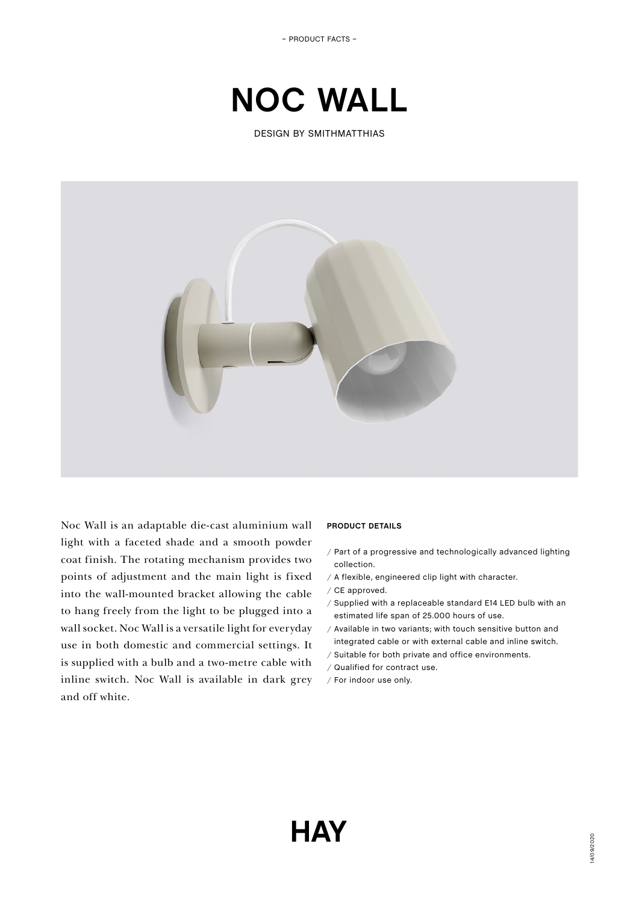– PRODUCT FACTS –

# NOC WALL

DESIGN BY SMITHMATTHIAS

Noc Wall is an adaptable die-cast aluminium wall light with a faceted shade and a smooth powder coat finish. The rotating mechanism provides two points of adjustment and the main light is fixed into the wall-mounted bracket allowing the cable to hang freely from the light to be plugged into a wall socket. Noc Wall is a versatile light for everyday use in both domestic and commercial settings. It is supplied with a bulb and a two-metre cable with inline switch. Noc Wall is available in dark grey and off white.

**PRODUCT DETAILS**

/ Part of a progressive and technologically advanced lighting collection.
/ A flexible, engineered clip light with character.
/ CE approved.
/ Supplied with a replaceable standard E14 LED bulb with an estimated life span of 25.000 hours of use.
/ Available in two variants; with touch sensitive button and integrated cable or with external cable and inline switch.
/ Suitable for both private and office environments.
/ Qualified for contract use.
/ For indoor use only.

HAY

14/09/2020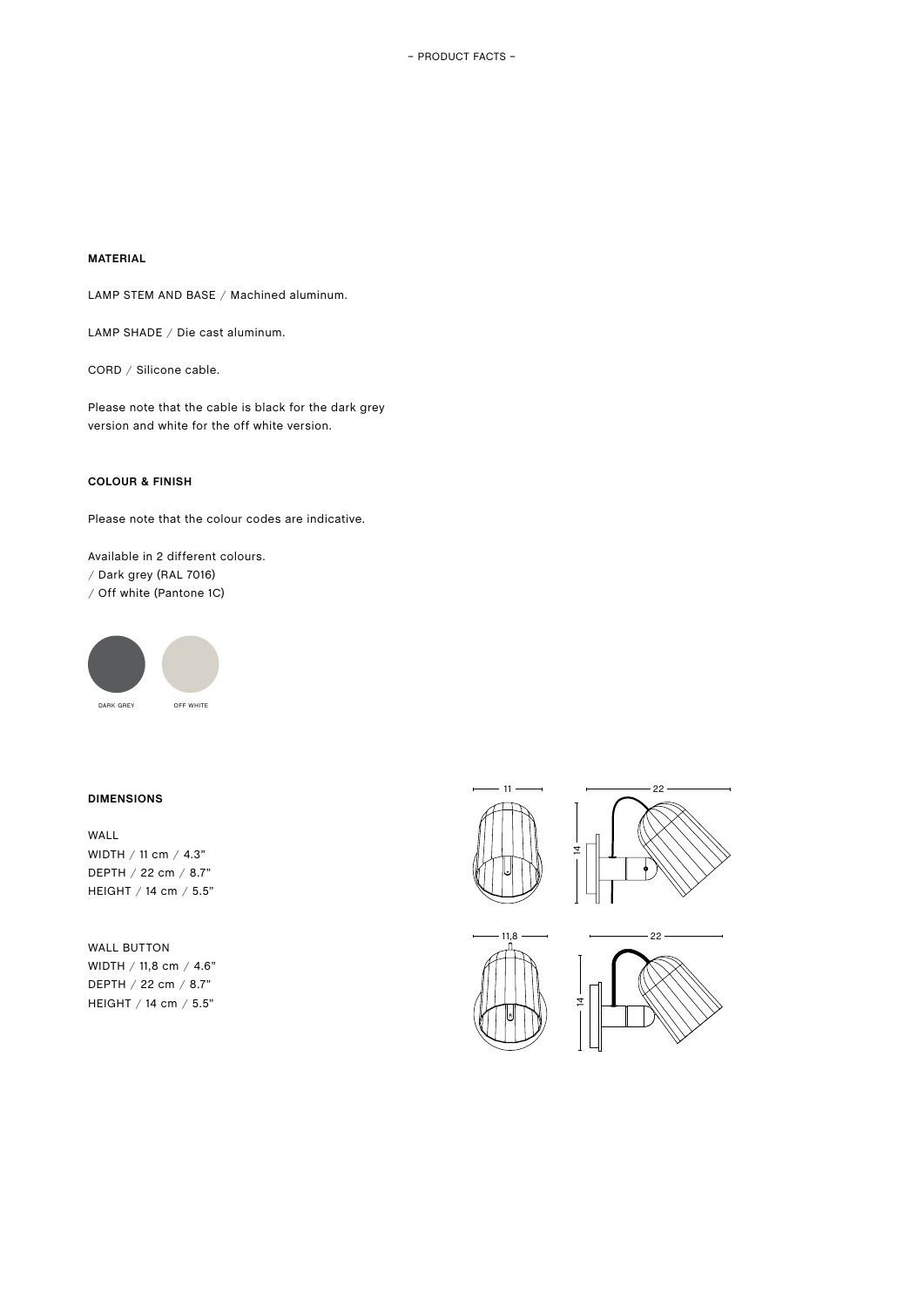**MATERIAL**

LAMP STEM AND BASE / Machined aluminum.

LAMP SHADE / Die cast aluminum.

CORD / Silicone cable.

Please note that the cable is black for the dark grey version and white for the off white version.

**COLOUR & FINISH**

Please note that the colour codes are indicative.

Available in 2 different colours.
/ Dark grey (RAL 7016)
/ Off white (Pantone 1C)

DARK GREY OFF WHITE

**DIMENSIONS**

WALL
WIDTH / 11 cm / 4.3"
DEPTH / 22 cm / 8.7"
HEIGHT / 14 cm / 5.5"

WALL BUTTON
WIDTH / 11,8 cm / 4.6"
DEPTH / 22 cm / 8.7"
HEIGHT / 14 cm / 5.5"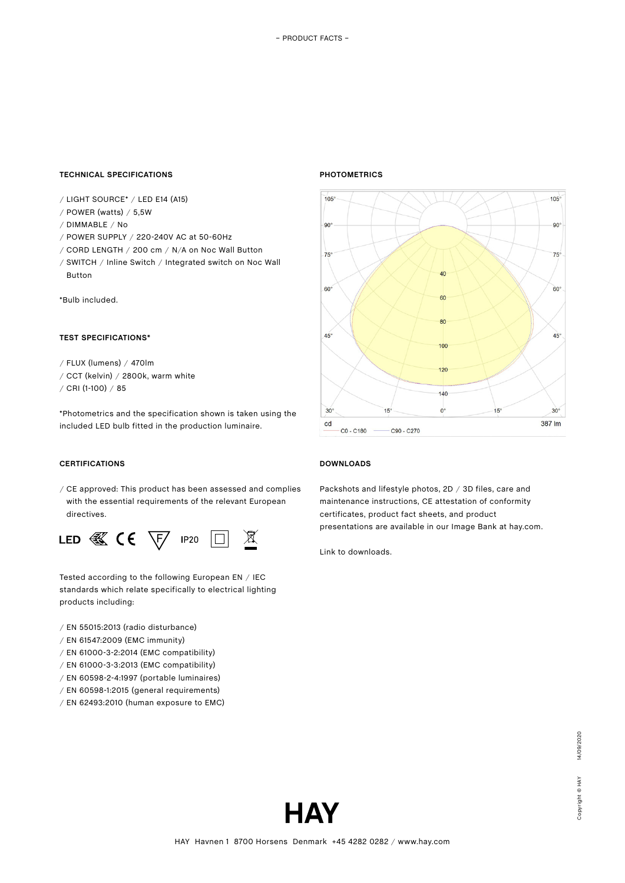– PRODUCT FACTS –

## TECHNICAL SPECIFICATIONS

/ LIGHT SOURCE* / LED E14 (A15)
/ POWER (watts) / 5,5W
/ DIMMABLE / No
/ POWER SUPPLY / 220-240V AC at 50-60Hz
/ CORD LENGTH / 200 cm / N/A on Noc Wall Button
/ SWITCH / Inline Switch / Integrated switch on Noc Wall Button

*Bulb included.

## TEST SPECIFICATIONS*

/ FLUX (lumens) / 470lm
/ CCT (kelvin) / 2800k, warm white
/ CRI (1-100) / 85

*Photometrics and the specification shown is taken using the included LED bulb fitted in the production luminaire.

## PHOTOMETRICS

105° 105°
90° 90°
75° 75°
60° 60°
45° 45°
40
60
80
100
120
140
30° 15° 0° 15° 30°
cd
387 lm
C0 - C180 C90 - C270

## CERTIFICATIONS

/ CE approved: This product has been assessed and complies with the essential requirements of the relevant European directives.

LED CE F IP20

Tested according to the following European EN / IEC standards which relate specifically to electrical lighting products including:

/ EN 55015:2013 (radio disturbance)
/ EN 61547:2009 (EMC immunity)
/ EN 61000-3-2:2014 (EMC compatibility)
/ EN 61000-3-3:2013 (EMC compatibility)
/ EN 60598-2-4:1997 (portable luminaires)
/ EN 60598-1:2015 (general requirements)
/ EN 62493:2010 (human exposure to EMC)

## DOWNLOADS

Packshots and lifestyle photos, 2D / 3D files, care and maintenance instructions, CE attestation of conformity certificates, product fact sheets, and product presentations are available in our Image Bank at hay.com.

Link to downloads.

Copyright © HAY 14/09/2020

HAY

HAY Havnen 1 8700 Horsens Denmark +45 4282 0282 / www.hay.com